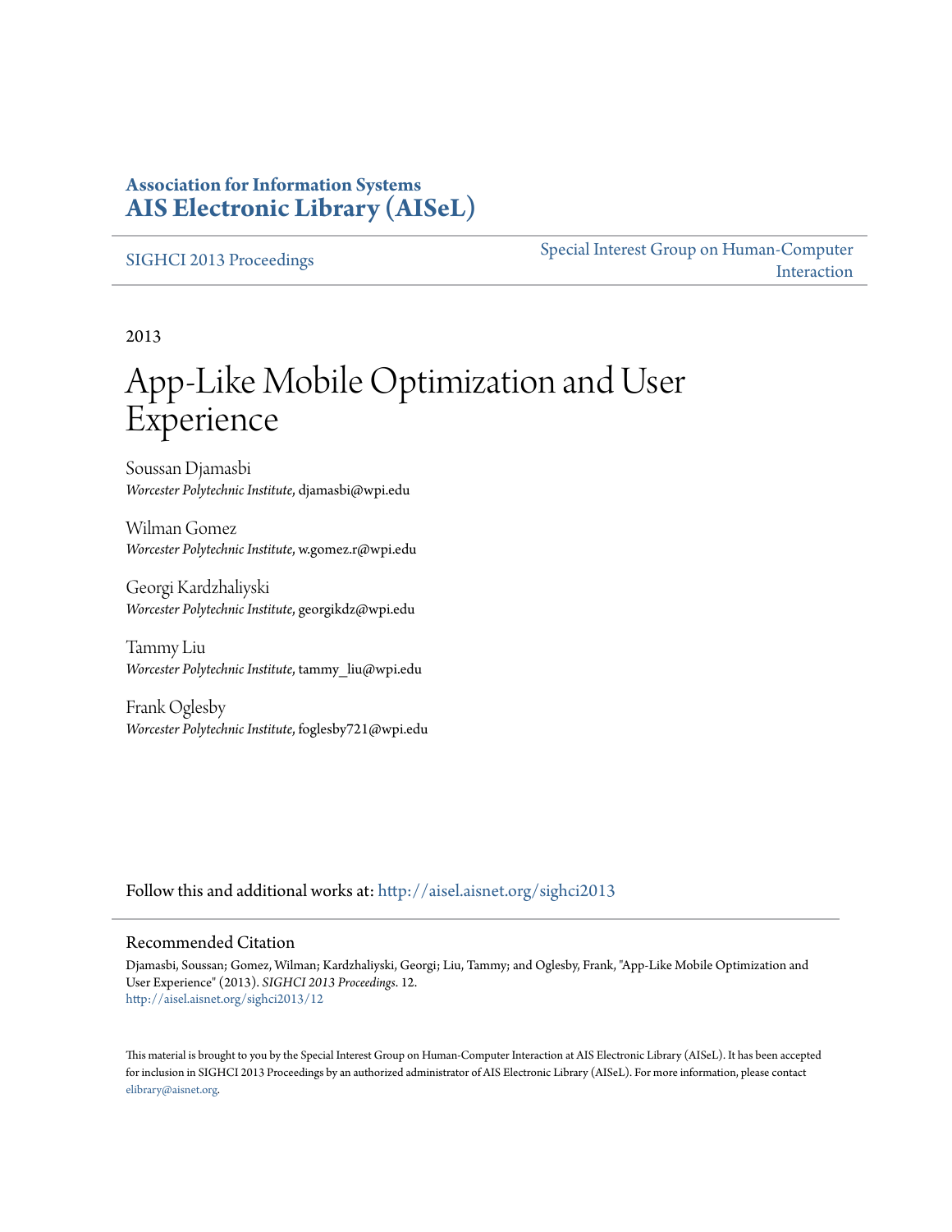**Association for Information Systems**
**AIS Electronic Library (AISeL)**

SIGHCI 2013 Proceedings | Special Interest Group on Human-Computer Interaction

2013

# App-Like Mobile Optimization and User Experience

Soussan Djamasbi
*Worcester Polytechnic Institute*, djamasbi@wpi.edu

Wilman Gomez
*Worcester Polytechnic Institute*, w.gomez.r@wpi.edu

Georgi Kardzhaliyski
*Worcester Polytechnic Institute*, georgikdz@wpi.edu

Tammy Liu
*Worcester Polytechnic Institute*, tammy_liu@wpi.edu

Frank Oglesby
*Worcester Polytechnic Institute*, foglesby721@wpi.edu

Follow this and additional works at: http://aisel.aisnet.org/sighci2013

## Recommended Citation

Djamasbi, Soussan; Gomez, Wilman; Kardzhaliyski, Georgi; Liu, Tammy; and Oglesby, Frank, "App-Like Mobile Optimization and User Experience" (2013). *SIGHCI 2013 Proceedings*. 12.
http://aisel.aisnet.org/sighci2013/12

This material is brought to you by the Special Interest Group on Human-Computer Interaction at AIS Electronic Library (AISeL). It has been accepted for inclusion in SIGHCI 2013 Proceedings by an authorized administrator of AIS Electronic Library (AISeL). For more information, please contact elibrary@aisnet.org.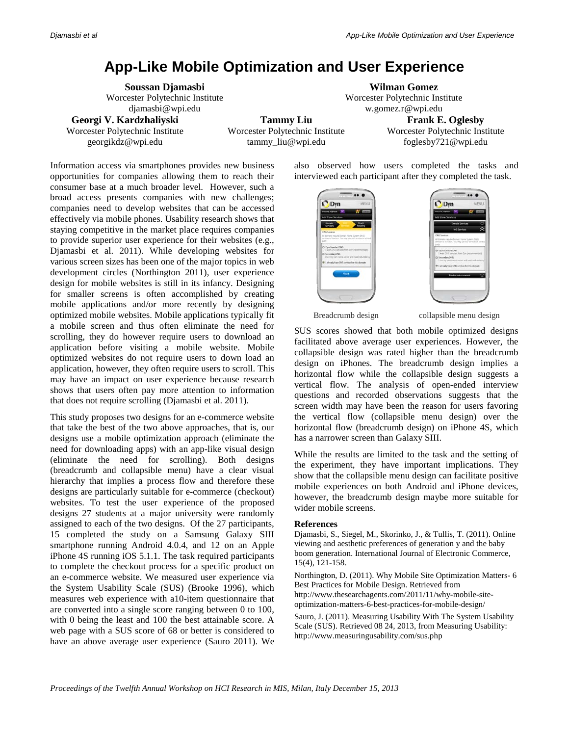# App-Like Mobile Optimization and User Experience

**Soussan Djamasbi**
Worcester Polytechnic Institute
djamasbi@wpi.edu

**Wilman Gomez**
Worcester Polytechnic Institute
w.gomez.r@wpi.edu

**Georgi V. Kardzhaliyski**
Worcester Polytechnic Institute
georgikdz@wpi.edu

**Tammy Liu**
Worcester Polytechnic Institute
tammy_liu@wpi.edu

**Frank E. Oglesby**
Worcester Polytechnic Institute
foglesby721@wpi.edu

Information access via smartphones provides new business opportunities for companies allowing them to reach their consumer base at a much broader level. However, such a broad access presents companies with new challenges; companies need to develop websites that can be accessed effectively via mobile phones. Usability research shows that staying competitive in the market place requires companies to provide superior user experience for their websites (e.g., Djamasbi et al. 2011). While developing websites for various screen sizes has been one of the major topics in web development circles (Northington 2011), user experience design for mobile websites is still in its infancy. Designing for smaller screens is often accomplished by creating mobile applications and/or more recently by designing optimized mobile websites. Mobile applications typically fit a mobile screen and thus often eliminate the need for scrolling, they do however require users to download an application before visiting a mobile website. Mobile optimized websites do not require users to down load an application, however, they often require users to scroll. This may have an impact on user experience because research shows that users often pay more attention to information that does not require scrolling (Djamasbi et al. 2011).

This study proposes two designs for an e-commerce website that take the best of the two above approaches, that is, our designs use a mobile optimization approach (eliminate the need for downloading apps) with an app-like visual design (eliminate the need for scrolling). Both designs (breadcrumb and collapsible menu) have a clear visual hierarchy that implies a process flow and therefore these designs are particularly suitable for e-commerce (checkout) websites. To test the user experience of the proposed designs 27 students at a major university were randomly assigned to each of the two designs. Of the 27 participants, 15 completed the study on a Samsung Galaxy SIII smartphone running Android 4.0.4, and 12 on an Apple iPhone 4S running iOS 5.1.1. The task required participants to complete the checkout process for a specific product on an e-commerce website. We measured user experience via the System Usability Scale (SUS) (Brooke 1996), which measures web experience with a10-item questionnaire that are converted into a single score ranging between 0 to 100, with 0 being the least and 100 the best attainable score. A web page with a SUS score of 68 or better is considered to have an above average user experience (Sauro 2011). We also observed how users completed the tasks and interviewed each participant after they completed the task.

Breadcrumb design

collapsible menu design

SUS scores showed that both mobile optimized designs facilitated above average user experiences. However, the collapsible design was rated higher than the breadcrumb design on iPhones. The breadcrumb design implies a horizontal flow while the collapsible design suggests a vertical flow. The analysis of open-ended interview questions and recorded observations suggests that the screen width may have been the reason for users favoring the vertical flow (collapsible menu design) over the horizontal flow (breadcrumb design) on iPhone 4S, which has a narrower screen than Galaxy SIII.

While the results are limited to the task and the setting of the experiment, they have important implications. They show that the collapsible menu design can facilitate positive mobile experiences on both Android and iPhone devices, however, the breadcrumb design maybe more suitable for wider mobile screens.

### References

Djamasbi, S., Siegel, M., Skorinko, J., & Tullis, T. (2011). Online viewing and aesthetic preferences of generation y and the baby boom generation. International Journal of Electronic Commerce, 15(4), 121-158.

Northington, D. (2011). Why Mobile Site Optimization Matters- 6 Best Practices for Mobile Design. Retrieved from http://www.thesearchagents.com/2011/11/why-mobile-site-optimization-matters-6-best-practices-for-mobile-design/

Sauro, J. (2011). Measuring Usability With The System Usability Scale (SUS). Retrieved 08 24, 2013, from Measuring Usability: http://www.measuringusability.com/sus.php